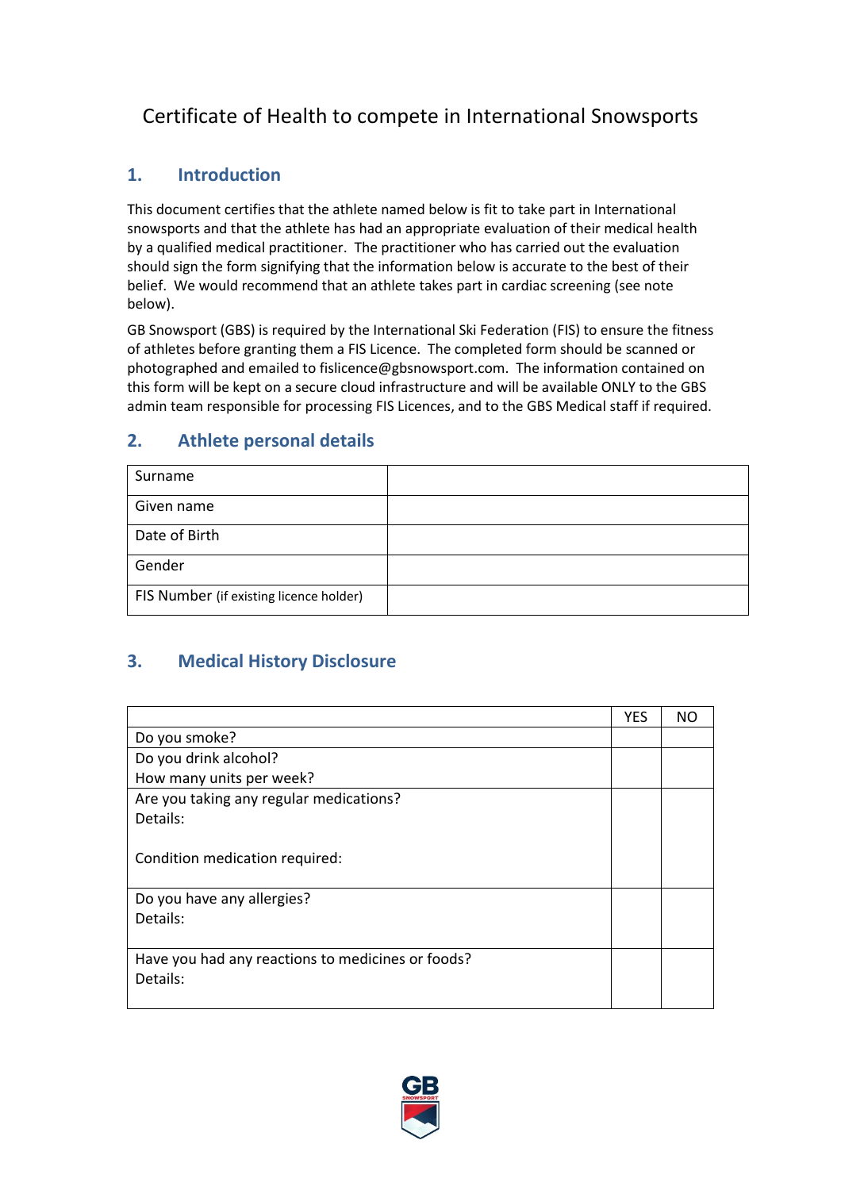# Certificate of Health to compete in International Snowsports

## 1. Introduction

This document certifies that the athlete named below is fit to take part in International snowsports and that the athlete has had an appropriate evaluation of their medical health by a qualified medical practitioner. The practitioner who has carried out the evaluation should sign the form signifying that the information below is accurate to the best of their belief. We would recommend that an athlete takes part in cardiac screening (see note below).

GB Snowsport (GBS) is required by the International Ski Federation (FIS) to ensure the fitness of athletes before granting them a FIS Licence. The completed form should be scanned or photographed and emailed to fislicence@gbsnowsport.com. The information contained on this form will be kept on a secure cloud infrastructure and will be available ONLY to the GBS admin team responsible for processing FIS Licences, and to the GBS Medical staff if required.

## 2. Athlete personal details

| | |
|---|---|
| Surname | |
| Given name | |
| Date of Birth | |
| Gender | |
| FIS Number (if existing licence holder) | |

## 3. Medical History Disclosure

| | YES | NO |
|---|---|---|
| Do you smoke? | | |
| Do you drink alcohol?<br>How many units per week? | | |
| Are you taking any regular medications?<br>Details:<br><br>Condition medication required: | | |
| Do you have any allergies?<br>Details: | | |
| Have you had any reactions to medicines or foods?<br>Details: | | |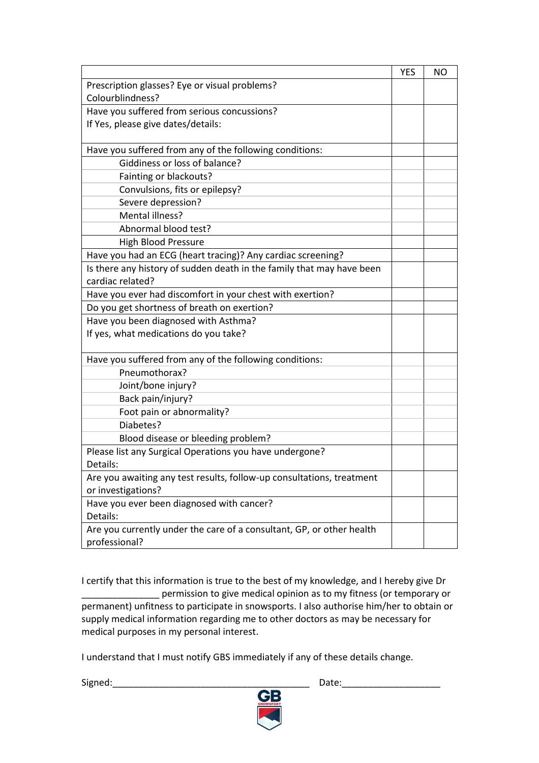| | YES | NO |
|---|---|---|
| Prescription glasses? Eye or visual problems? Colourblindness? | | |
| Have you suffered from serious concussions? If Yes, please give dates/details: | | |
| Have you suffered from any of the following conditions: | | |
| Giddiness or loss of balance? | | |
| Fainting or blackouts? | | |
| Convulsions, fits or epilepsy? | | |
| Severe depression? | | |
| Mental illness? | | |
| Abnormal blood test? | | |
| High Blood Pressure | | |
| Have you had an ECG (heart tracing)? Any cardiac screening? | | |
| Is there any history of sudden death in the family that may have been cardiac related? | | |
| Have you ever had discomfort in your chest with exertion? | | |
| Do you get shortness of breath on exertion? | | |
| Have you been diagnosed with Asthma? If yes, what medications do you take? | | |
| Have you suffered from any of the following conditions: | | |
| Pneumothorax? | | |
| Joint/bone injury? | | |
| Back pain/injury? | | |
| Foot pain or abnormality? | | |
| Diabetes? | | |
| Blood disease or bleeding problem? | | |
| Please list any Surgical Operations you have undergone? Details: | | |
| Are you awaiting any test results, follow-up consultations, treatment or investigations? | | |
| Have you ever been diagnosed with cancer? Details: | | |
| Are you currently under the care of a consultant, GP, or other health professional? | | |

I certify that this information is true to the best of my knowledge, and I hereby give Dr _______________ permission to give medical opinion as to my fitness (or temporary or permanent) unfitness to participate in snowsports. I also authorise him/her to obtain or supply medical information regarding me to other doctors as may be necessary for medical purposes in my personal interest.

I understand that I must notify GBS immediately if any of these details change.

Signed:_______________________________________ Date:___________________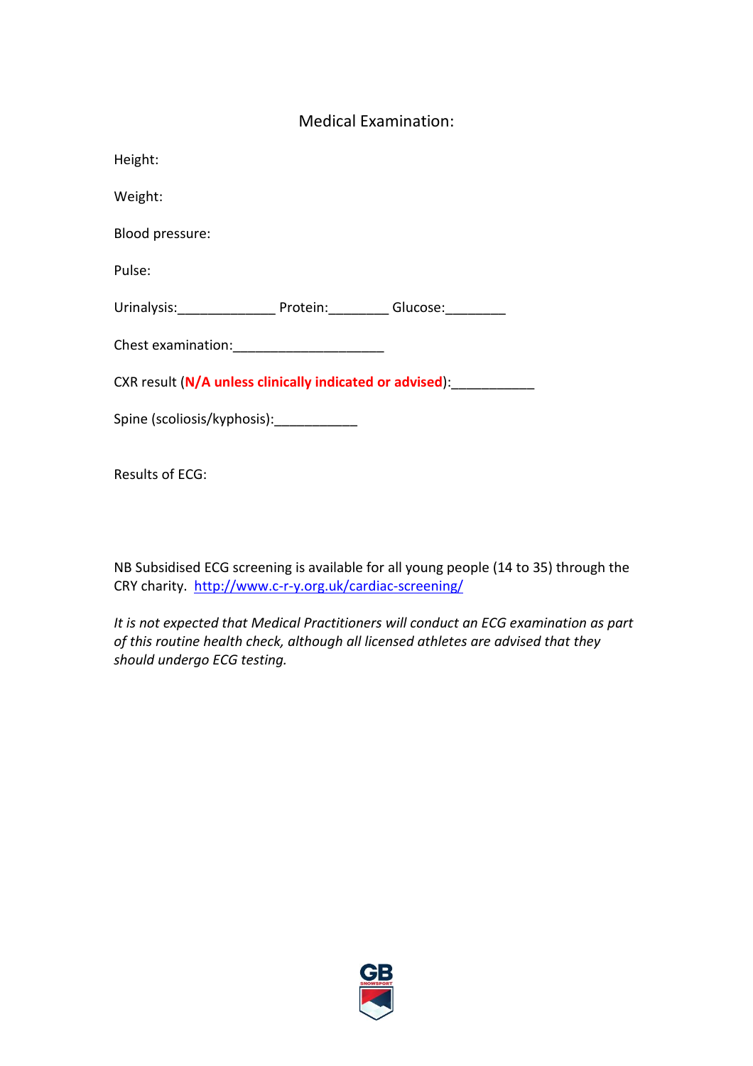## Medical Examination:

Height:

Weight:

Blood pressure:

Pulse:

Urinalysis:_____________ Protein:________ Glucose:________

Chest examination:____________________

CXR result (**N/A unless clinically indicated or advised**):___________

Spine (scoliosis/kyphosis):___________

Results of ECG:

NB Subsidised ECG screening is available for all young people (14 to 35) through the CRY charity. [http://www.c-r-y.org.uk/cardiac-screening/](http://www.c-r-y.org.uk/cardiac-screening/)

*It is not expected that Medical Practitioners will conduct an ECG examination as part of this routine health check, although all licensed athletes are advised that they should undergo ECG testing.*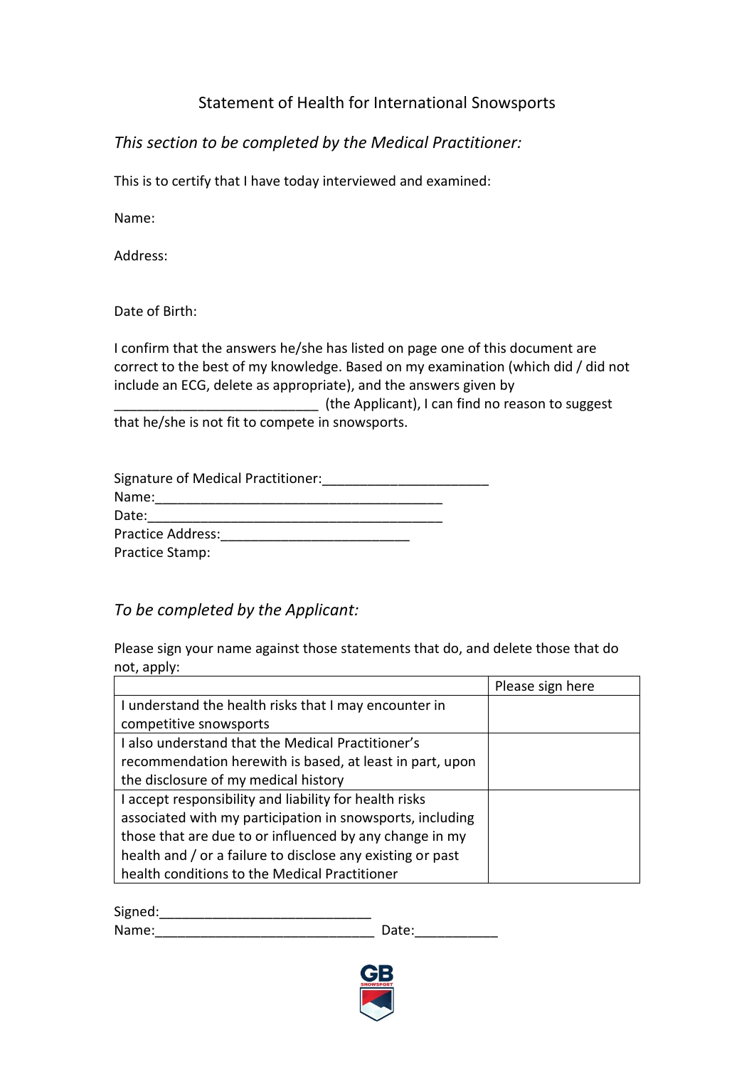# Statement of Health for International Snowsports

*This section to be completed by the Medical Practitioner:*

This is to certify that I have today interviewed and examined:

Name:

Address:

Date of Birth:

I confirm that the answers he/she has listed on page one of this document are correct to the best of my knowledge. Based on my examination (which did / did not include an ECG, delete as appropriate), and the answers given by ___________________________ (the Applicant), I can find no reason to suggest that he/she is not fit to compete in snowsports.

Signature of Medical Practitioner:______________________
Name:_______________________________________
Date:________________________________________
Practice Address:_________________________
Practice Stamp:

*To be completed by the Applicant:*

Please sign your name against those statements that do, and delete those that do not, apply:

| | Please sign here |
|---|---|
| I understand the health risks that I may encounter in competitive snowsports | |
| I also understand that the Medical Practitioner's recommendation herewith is based, at least in part, upon the disclosure of my medical history | |
| I accept responsibility and liability for health risks associated with my participation in snowsports, including those that are due to or influenced by any change in my health and / or a failure to disclose any existing or past health conditions to the Medical Practitioner | |

Signed:____________________________
Name:_____________________________ Date:___________